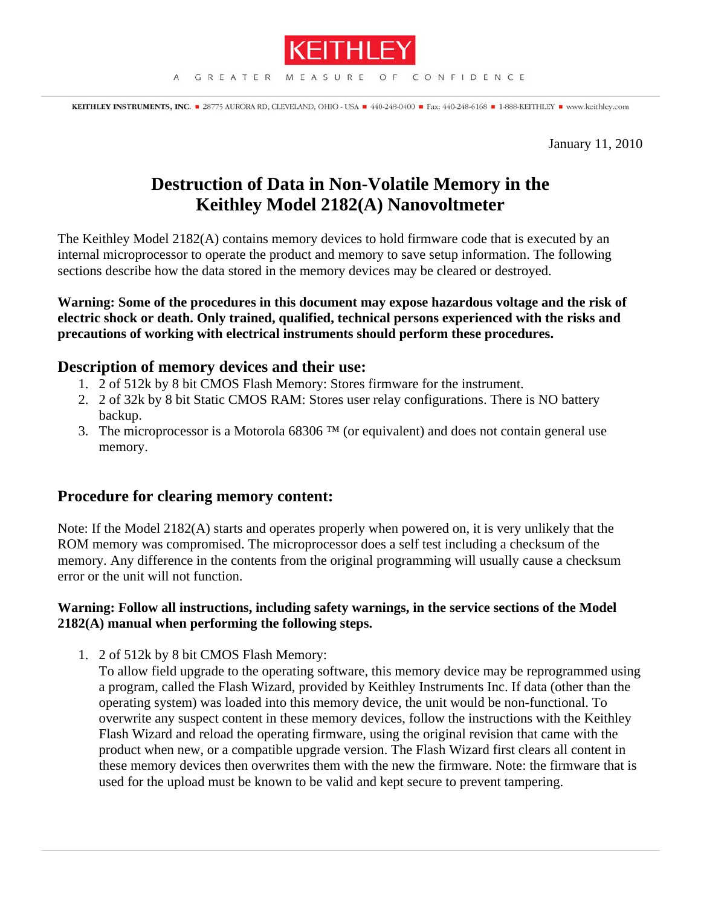KEITHLEY

A GREATER MEASURE OF CONFIDENCE

KEITHLEY INSTRUMENTS, INC. ■ 28775 AURORA RD, CLEVELAND, OHIO - USA ■ 440-248-0400 ■ Fax: 440-248-6168 ■ 1-888-KEITHLEY ■ www.keithley.com

January 11, 2010

# Destruction of Data in Non-Volatile Memory in the Keithley Model 2182(A) Nanovoltmeter

The Keithley Model 2182(A) contains memory devices to hold firmware code that is executed by an internal microprocessor to operate the product and memory to save setup information. The following sections describe how the data stored in the memory devices may be cleared or destroyed.

**Warning: Some of the procedures in this document may expose hazardous voltage and the risk of electric shock or death. Only trained, qualified, technical persons experienced with the risks and precautions of working with electrical instruments should perform these procedures.**

## Description of memory devices and their use:

1. 2 of 512k by 8 bit CMOS Flash Memory: Stores firmware for the instrument.
2. 2 of 32k by 8 bit Static CMOS RAM: Stores user relay configurations. There is NO battery backup.
3. The microprocessor is a Motorola 68306 ™ (or equivalent) and does not contain general use memory.

## Procedure for clearing memory content:

Note: If the Model 2182(A) starts and operates properly when powered on, it is very unlikely that the ROM memory was compromised. The microprocessor does a self test including a checksum of the memory. Any difference in the contents from the original programming will usually cause a checksum error or the unit will not function.

**Warning: Follow all instructions, including safety warnings, in the service sections of the Model 2182(A) manual when performing the following steps.**

1. 2 of 512k by 8 bit CMOS Flash Memory:
   To allow field upgrade to the operating software, this memory device may be reprogrammed using a program, called the Flash Wizard, provided by Keithley Instruments Inc. If data (other than the operating system) was loaded into this memory device, the unit would be non-functional. To overwrite any suspect content in these memory devices, follow the instructions with the Keithley Flash Wizard and reload the operating firmware, using the original revision that came with the product when new, or a compatible upgrade version. The Flash Wizard first clears all content in these memory devices then overwrites them with the new the firmware. Note: the firmware that is used for the upload must be known to be valid and kept secure to prevent tampering.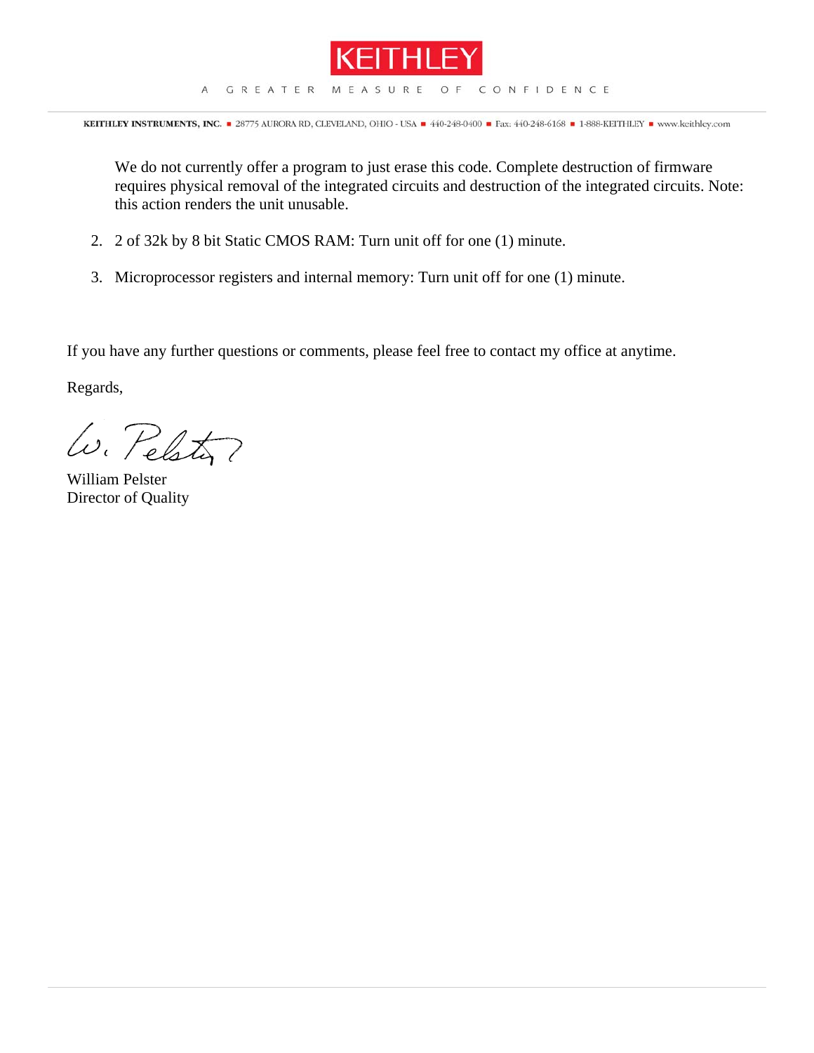We do not currently offer a program to just erase this code. Complete destruction of firmware requires physical removal of the integrated circuits and destruction of the integrated circuits. Note: this action renders the unit unusable.

2. 2 of 32k by 8 bit Static CMOS RAM: Turn unit off for one (1) minute.

3. Microprocessor registers and internal memory: Turn unit off for one (1) minute.

If you have any further questions or comments, please feel free to contact my office at anytime.

Regards,

William Pelster
Director of Quality